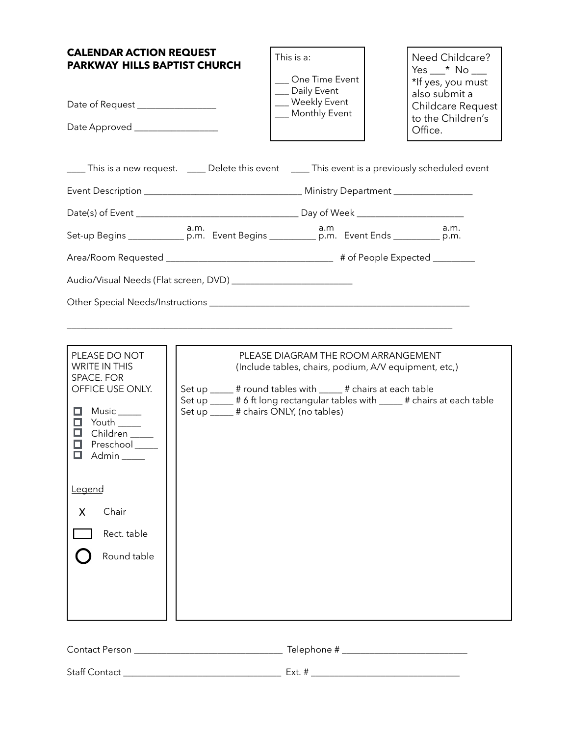**CALENDAR ACTION REQUEST**
**PARKWAY HILLS BAPTIST CHURCH**

Date of Request ________________

Date Approved _________________

This is a:

___ One Time Event
___ Daily Event
___ Weekly Event
___ Monthly Event

Need Childcare?
Yes ___* No ___
*If yes, you must also submit a Childcare Request to the Children's Office.

____ This is a new request. ____ Delete this event ____ This event is a previously scheduled event

Event Description ________________________________ Ministry Department ________________

Date(s) of Event _________________________________ Day of Week _____________________

Set-up Begins ___________ a.m. p.m. Event Begins _________ a.m p.m. Event Ends _________ a.m. p.m.

Area/Room Requested __________________________________ # of People Expected ________

Audio/Visual Needs (Flat screen, DVD) ________________________

Other Special Needs/Instructions _____________________________________________________

_______________________________________________________________________________

PLEASE DO NOT WRITE IN THIS SPACE. FOR OFFICE USE ONLY.

- ☐ Music _____
- ☐ Youth _____
- ☐ Children _____
- ☐ Preschool _____
- ☐ Admin _____

Legend

- X Chair
- ▭ Rect. table
- ◯ Round table

PLEASE DIAGRAM THE ROOM ARRANGEMENT
(Include tables, chairs, podium, A/V equipment, etc,)

Set up _____ # round tables with _____ # chairs at each table
Set up _____ # 6 ft long rectangular tables with _____ # chairs at each table
Set up _____ # chairs ONLY, (no tables)

Contact Person ______________________________ Telephone # _________________________

Staff Contact ________________________________ Ext. # ______________________________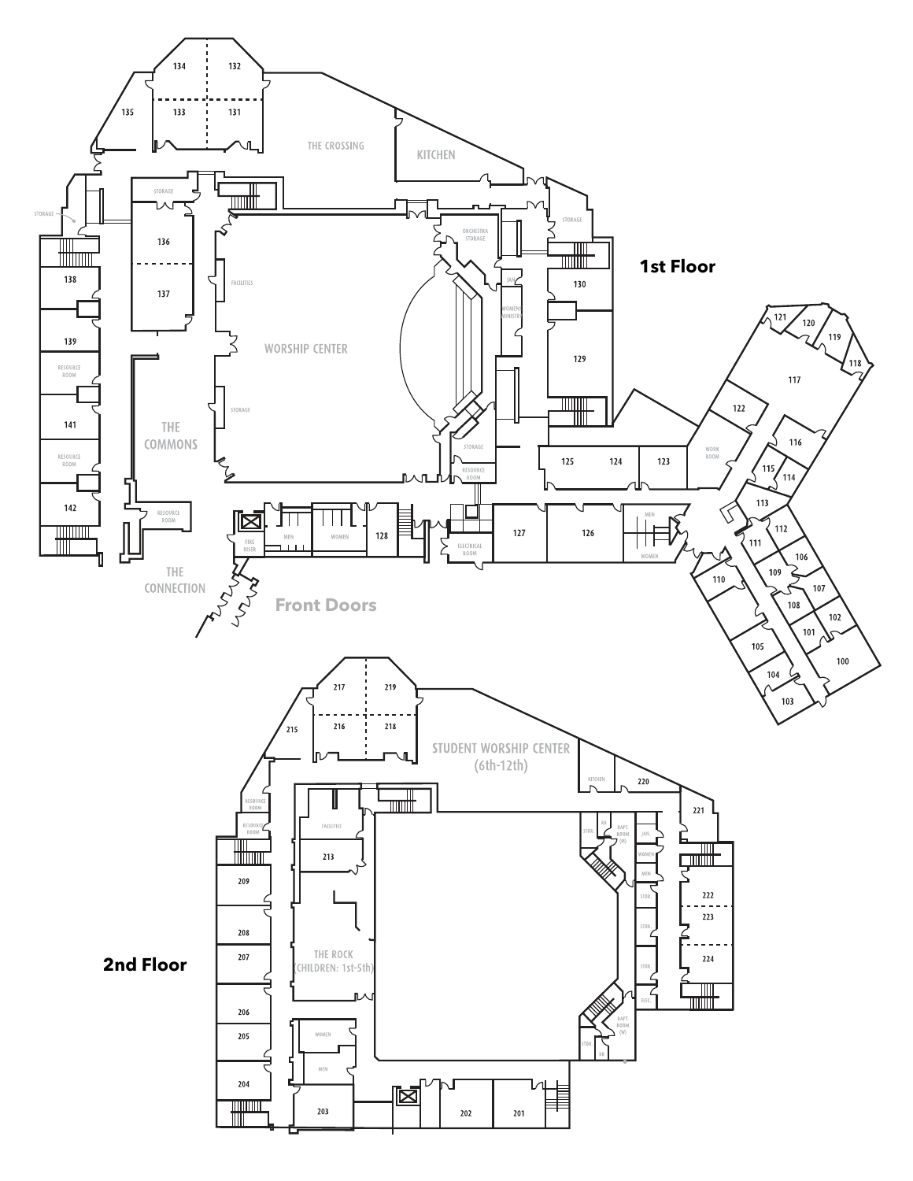**1st Floor**

134
132
135
133
131
THE CROSSING
KITCHEN
STORAGE
STORAGE
STORAGE
136
137
138
139
RESOURCE ROOM
141
RESOURCE ROOM
142
FACILITIES
WORSHIP CENTER
STORAGE
THE COMMONS
RESOURCE ROOM
THE CONNECTION
ORCHESTRA STORAGE
JAN.
WOMEN'S MINISTRY
STORAGE
RESOURCE ROOM
STORAGE
130
129
125
124
123
WORK ROOM
122
121
120
119
118
117
116
115
114
113
112
111
110
109
106
107
108
101
102
105
104
103
100
FIRE RISER
MEN
WOMEN
128
ELECTRICAL ROOM
127
126
MEN
WOMEN
Front Doors

**2nd Floor**

217
219
215
216
218
STUDENT WORSHIP CENTER
(6th-12th)
KITCHEN
220
221
RESOURCE ROOM
RESOURCE ROOM
FACILITIES
213
209
208
207
206
205
204
THE ROCK
(CHILDREN: 1st-5th)
WOMEN
MEN
203
202
201
STOR.
RR
BAPT. ROOM (M)
JAN.
WOMEN
MEN
STOR.
STOR.
STOR.
ELEC.
222
223
224
BAPT. ROOM (W)
STOR.
RR